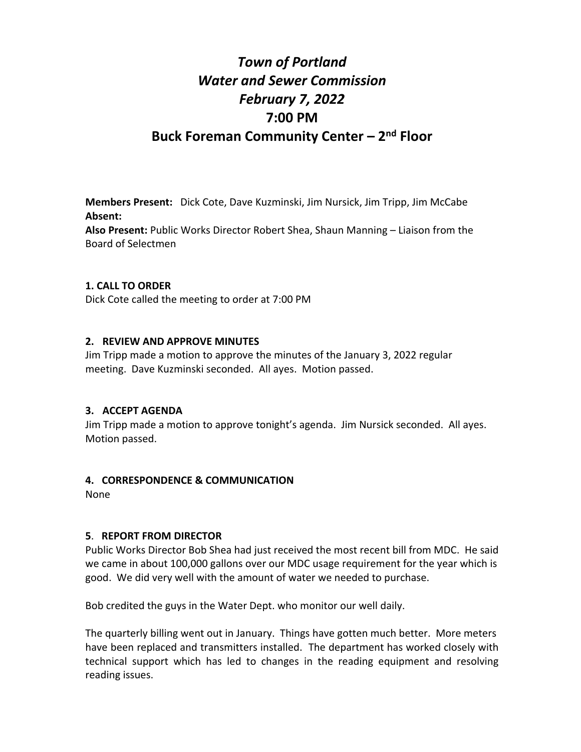# *Town of Portland*
# *Water and Sewer Commission*
# *February 7, 2022*
# 7:00 PM
# Buck Foreman Community Center – 2nd Floor

**Members Present:** Dick Cote, Dave Kuzminski, Jim Nursick, Jim Tripp, Jim McCabe
**Absent:**
**Also Present:** Public Works Director Robert Shea, Shaun Manning – Liaison from the Board of Selectmen

### 1. CALL TO ORDER

Dick Cote called the meeting to order at 7:00 PM

### 2. REVIEW AND APPROVE MINUTES

Jim Tripp made a motion to approve the minutes of the January 3, 2022 regular meeting. Dave Kuzminski seconded. All ayes. Motion passed.

### 3. ACCEPT AGENDA

Jim Tripp made a motion to approve tonight's agenda. Jim Nursick seconded. All ayes. Motion passed.

### 4. CORRESPONDENCE & COMMUNICATION

None

### 5. REPORT FROM DIRECTOR

Public Works Director Bob Shea had just received the most recent bill from MDC. He said we came in about 100,000 gallons over our MDC usage requirement for the year which is good. We did very well with the amount of water we needed to purchase.

Bob credited the guys in the Water Dept. who monitor our well daily.

The quarterly billing went out in January. Things have gotten much better. More meters have been replaced and transmitters installed. The department has worked closely with technical support which has led to changes in the reading equipment and resolving reading issues.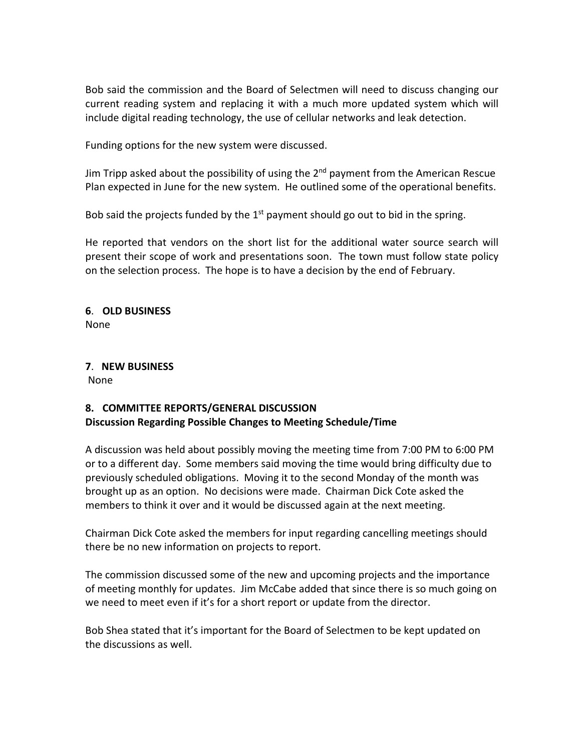Bob said the commission and the Board of Selectmen will need to discuss changing our current reading system and replacing it with a much more updated system which will include digital reading technology, the use of cellular networks and leak detection.

Funding options for the new system were discussed.

Jim Tripp asked about the possibility of using the 2nd payment from the American Rescue Plan expected in June for the new system. He outlined some of the operational benefits.

Bob said the projects funded by the 1st payment should go out to bid in the spring.

He reported that vendors on the short list for the additional water source search will present their scope of work and presentations soon. The town must follow state policy on the selection process. The hope is to have a decision by the end of February.

**6**. **OLD BUSINESS**
None

**7**. **NEW BUSINESS**
None

**8. COMMITTEE REPORTS/GENERAL DISCUSSION**
**Discussion Regarding Possible Changes to Meeting Schedule/Time**

A discussion was held about possibly moving the meeting time from 7:00 PM to 6:00 PM or to a different day. Some members said moving the time would bring difficulty due to previously scheduled obligations. Moving it to the second Monday of the month was brought up as an option. No decisions were made. Chairman Dick Cote asked the members to think it over and it would be discussed again at the next meeting.

Chairman Dick Cote asked the members for input regarding cancelling meetings should there be no new information on projects to report.

The commission discussed some of the new and upcoming projects and the importance of meeting monthly for updates. Jim McCabe added that since there is so much going on we need to meet even if it's for a short report or update from the director.

Bob Shea stated that it's important for the Board of Selectmen to be kept updated on the discussions as well.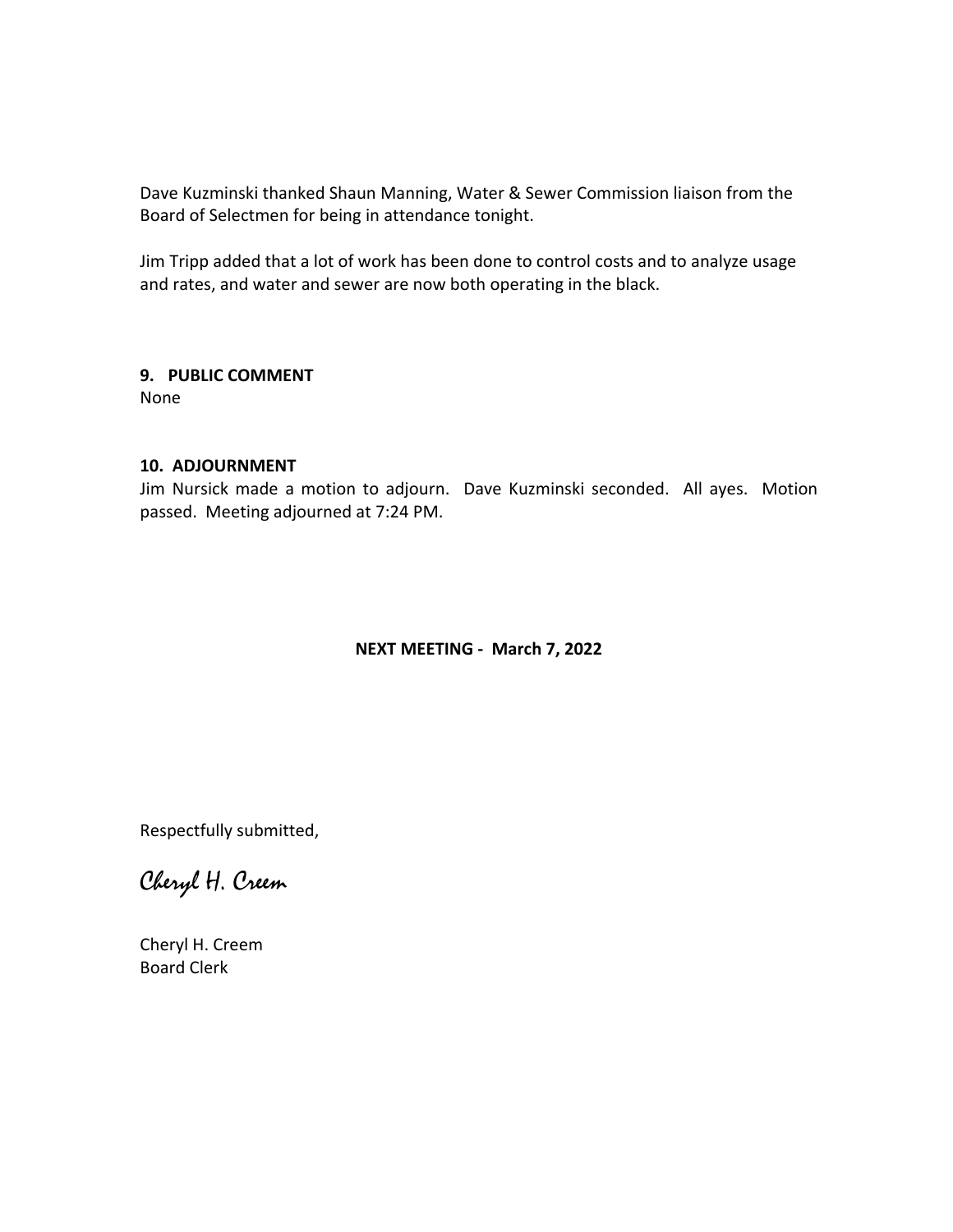Dave Kuzminski thanked Shaun Manning, Water & Sewer Commission liaison from the Board of Selectmen for being in attendance tonight.

Jim Tripp added that a lot of work has been done to control costs and to analyze usage and rates, and water and sewer are now both operating in the black.

**9. PUBLIC COMMENT**

None

**10. ADJOURNMENT**

Jim Nursick made a motion to adjourn. Dave Kuzminski seconded. All ayes. Motion passed. Meeting adjourned at 7:24 PM.

**NEXT MEETING - March 7, 2022**

Respectfully submitted,

*Cheryl H. Creem*

Cheryl H. Creem
Board Clerk